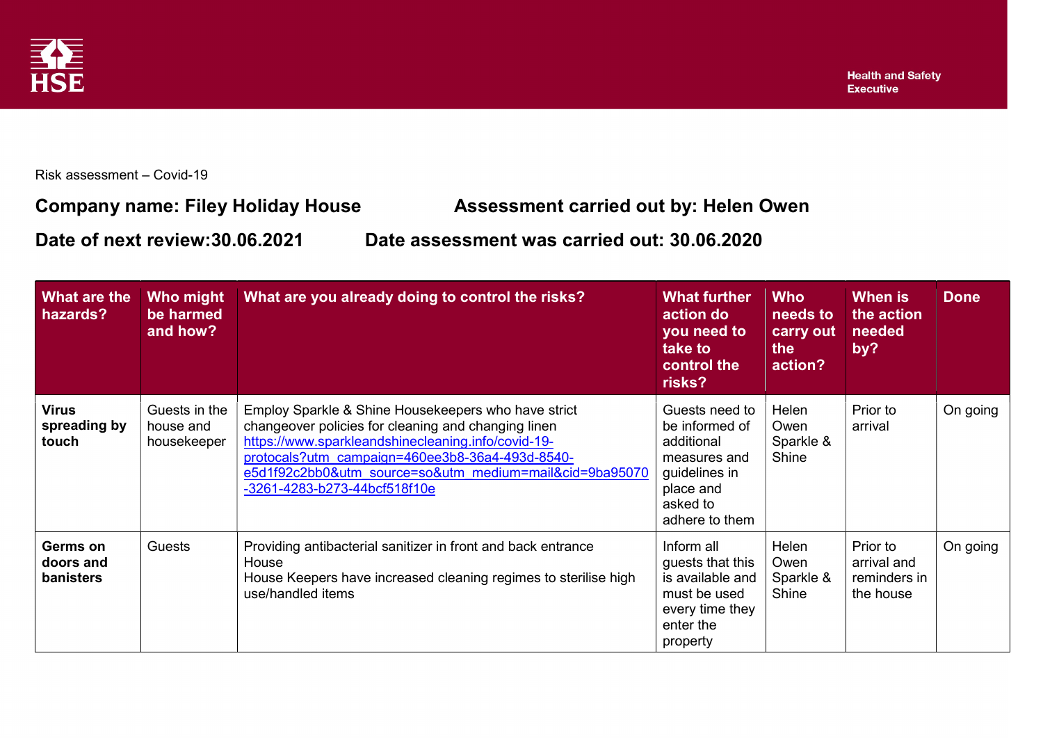Health and Safety Executive

Risk assessment – Covid-19

**Company name: Filey Holiday House** **Assessment carried out by: Helen Owen**

**Date of next review:30.06.2021** **Date assessment was carried out: 30.06.2020**

| What are the hazards? | Who might be harmed and how? | What are you already doing to control the risks? | What further action do you need to take to control the risks? | Who needs to carry out the action? | When is the action needed by? | Done |
|---|---|---|---|---|---|---|
| **Virus spreading by touch** | Guests in the house and housekeeper | Employ Sparkle & Shine Housekeepers who have strict changeover policies for cleaning and changing linen https://www.sparkleandshinecleaning.info/covid-19-protocals?utm_campaign=460ee3b8-36a4-493d-8540-e5d1f92c2bb0&utm_source=so&utm_medium=mail&cid=9ba95070-3261-4283-b273-44bcf518f10e | Guests need to be informed of additional measures and guidelines in place and asked to adhere to them | Helen Owen Sparkle & Shine | Prior to arrival | On going |
| **Germs on doors and banisters** | Guests | Providing antibacterial sanitizer in front and back entrance House<br>House Keepers have increased cleaning regimes to sterilise high use/handled items | Inform all guests that this is available and must be used every time they enter the property | Helen Owen Sparkle & Shine | Prior to arrival and reminders in the house | On going |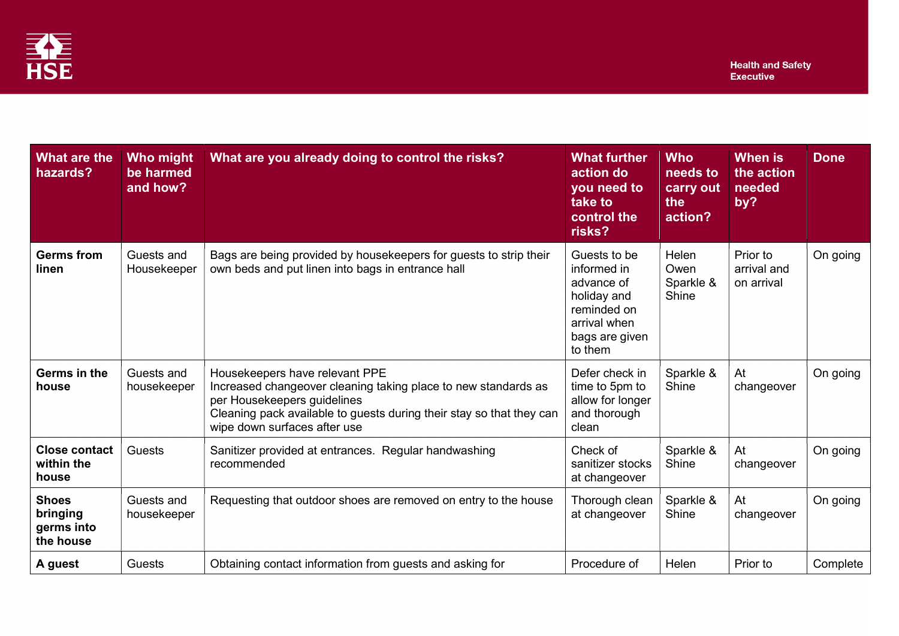| What are the hazards? | Who might be harmed and how? | What are you already doing to control the risks? | What further action do you need to take to control the risks? | Who needs to carry out the action? | When is the action needed by? | Done |
|---|---|---|---|---|---|---|
| **Germs from linen** | Guests and Housekeeper | Bags are being provided by housekeepers for guests to strip their own beds and put linen into bags in entrance hall | Guests to be informed in advance of holiday and reminded on arrival when bags are given to them | Helen Owen Sparkle & Shine | Prior to arrival and on arrival | On going |
| **Germs in the house** | Guests and housekeeper | Housekeepers have relevant PPE<br>Increased changeover cleaning taking place to new standards as per Housekeepers guidelines<br>Cleaning pack available to guests during their stay so that they can wipe down surfaces after use | Defer check in time to 5pm to allow for longer and thorough clean | Sparkle & Shine | At changeover | On going |
| **Close contact within the house** | Guests | Sanitizer provided at entrances. Regular handwashing recommended | Check of sanitizer stocks at changeover | Sparkle & Shine | At changeover | On going |
| **Shoes bringing germs into the house** | Guests and housekeeper | Requesting that outdoor shoes are removed on entry to the house | Thorough clean at changeover | Sparkle & Shine | At changeover | On going |
| **A guest** | Guests | Obtaining contact information from guests and asking for | Procedure of | Helen | Prior to | Complete |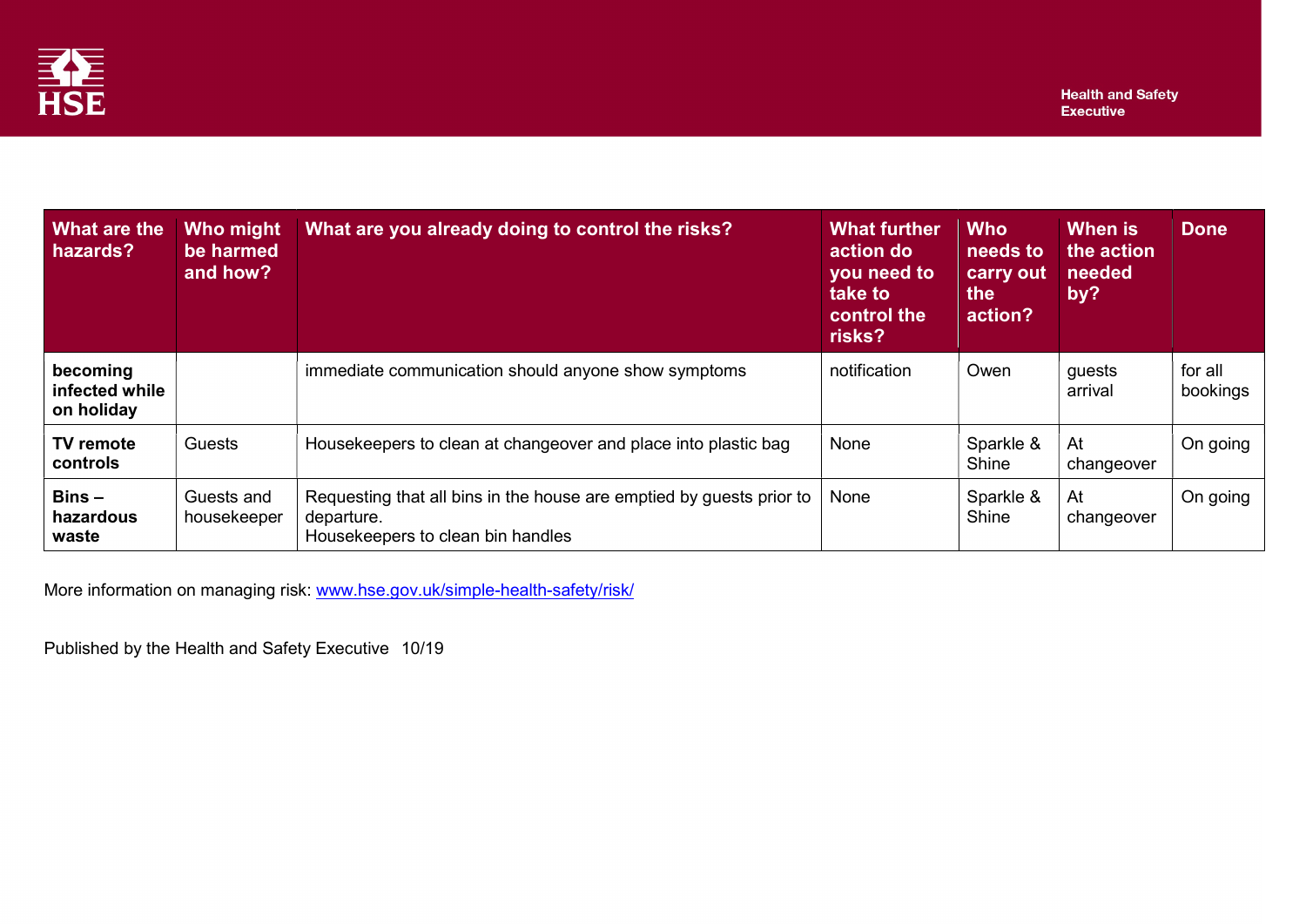| What are the hazards? | Who might be harmed and how? | What are you already doing to control the risks? | What further action do you need to take to control the risks? | Who needs to carry out the action? | When is the action needed by? | Done |
|---|---|---|---|---|---|---|
| **becoming infected while on holiday** | | immediate communication should anyone show symptoms | notification | Owen | guests arrival | for all bookings |
| **TV remote controls** | Guests | Housekeepers to clean at changeover and place into plastic bag | None | Sparkle & Shine | At changeover | On going |
| **Bins – hazardous waste** | Guests and housekeeper | Requesting that all bins in the house are emptied by guests prior to departure. Housekeepers to clean bin handles | None | Sparkle & Shine | At changeover | On going |

More information on managing risk: www.hse.gov.uk/simple-health-safety/risk/

Published by the Health and Safety Executive 10/19